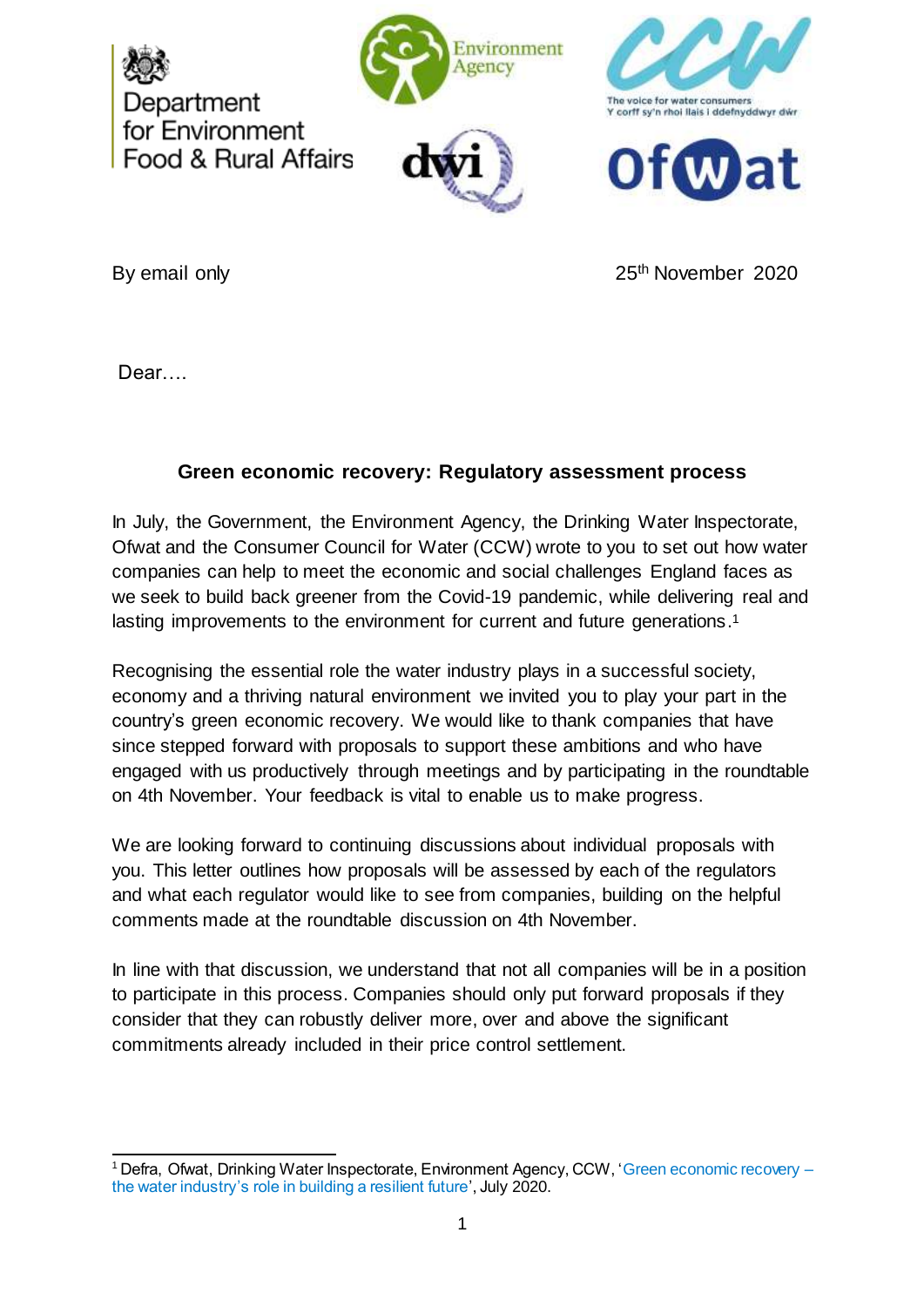Department for Environment Food & Rural Affairs

Environment Agency

CCW – The voice for water consumers – Y corff sy'n rhoi llais i ddefnyddwyr dŵr

dwi

Ofwat

By email only

25th November 2020

Dear….

**Green economic recovery: Regulatory assessment process**

In July, the Government, the Environment Agency, the Drinking Water Inspectorate, Ofwat and the Consumer Council for Water (CCW) wrote to you to set out how water companies can help to meet the economic and social challenges England faces as we seek to build back greener from the Covid-19 pandemic, while delivering real and lasting improvements to the environment for current and future generations.[1]

Recognising the essential role the water industry plays in a successful society, economy and a thriving natural environment we invited you to play your part in the country's green economic recovery. We would like to thank companies that have since stepped forward with proposals to support these ambitions and who have engaged with us productively through meetings and by participating in the roundtable on 4th November. Your feedback is vital to enable us to make progress.

We are looking forward to continuing discussions about individual proposals with you. This letter outlines how proposals will be assessed by each of the regulators and what each regulator would like to see from companies, building on the helpful comments made at the roundtable discussion on 4th November.

In line with that discussion, we understand that not all companies will be in a position to participate in this process. Companies should only put forward proposals if they consider that they can robustly deliver more, over and above the significant commitments already included in their price control settlement.

[1] Defra, Ofwat, Drinking Water Inspectorate, Environment Agency, CCW, 'Green economic recovery – the water industry's role in building a resilient future', July 2020.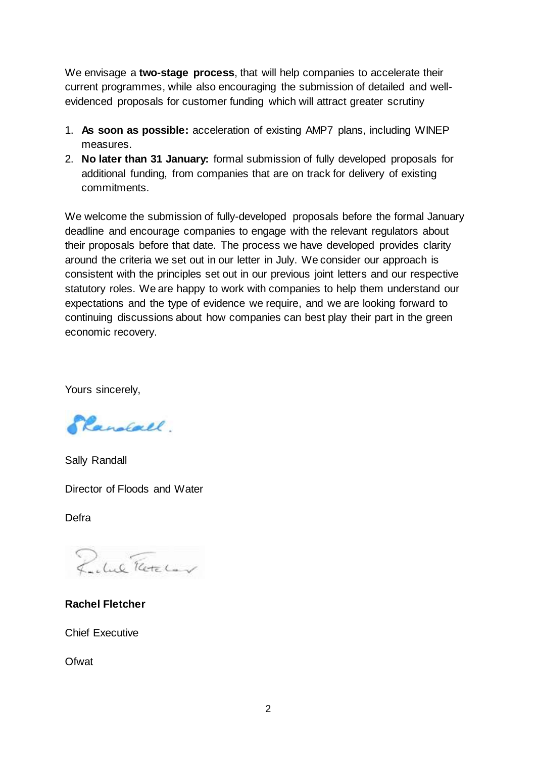We envisage a **two-stage process**, that will help companies to accelerate their current programmes, while also encouraging the submission of detailed and well-evidenced proposals for customer funding which will attract greater scrutiny

1. **As soon as possible:** acceleration of existing AMP7 plans, including WINEP measures.
2. **No later than 31 January:** formal submission of fully developed proposals for additional funding, from companies that are on track for delivery of existing commitments.

We welcome the submission of fully-developed proposals before the formal January deadline and encourage companies to engage with the relevant regulators about their proposals before that date. The process we have developed provides clarity around the criteria we set out in our letter in July. We consider our approach is consistent with the principles set out in our previous joint letters and our respective statutory roles. We are happy to work with companies to help them understand our expectations and the type of evidence we require, and we are looking forward to continuing discussions about how companies can best play their part in the green economic recovery.

Yours sincerely,

Sally Randall

Director of Floods and Water

Defra

**Rachel Fletcher**

Chief Executive

Ofwat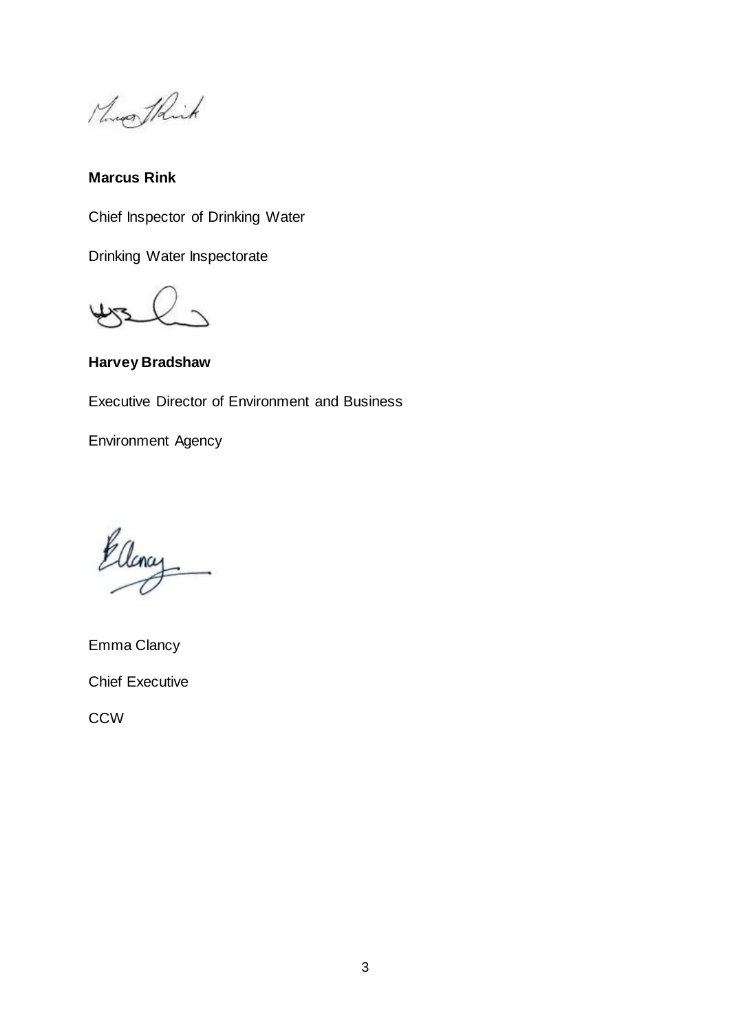**Marcus Rink**

Chief Inspector of Drinking Water

Drinking Water Inspectorate

**Harvey Bradshaw**

Executive Director of Environment and Business

Environment Agency

Emma Clancy

Chief Executive

CCW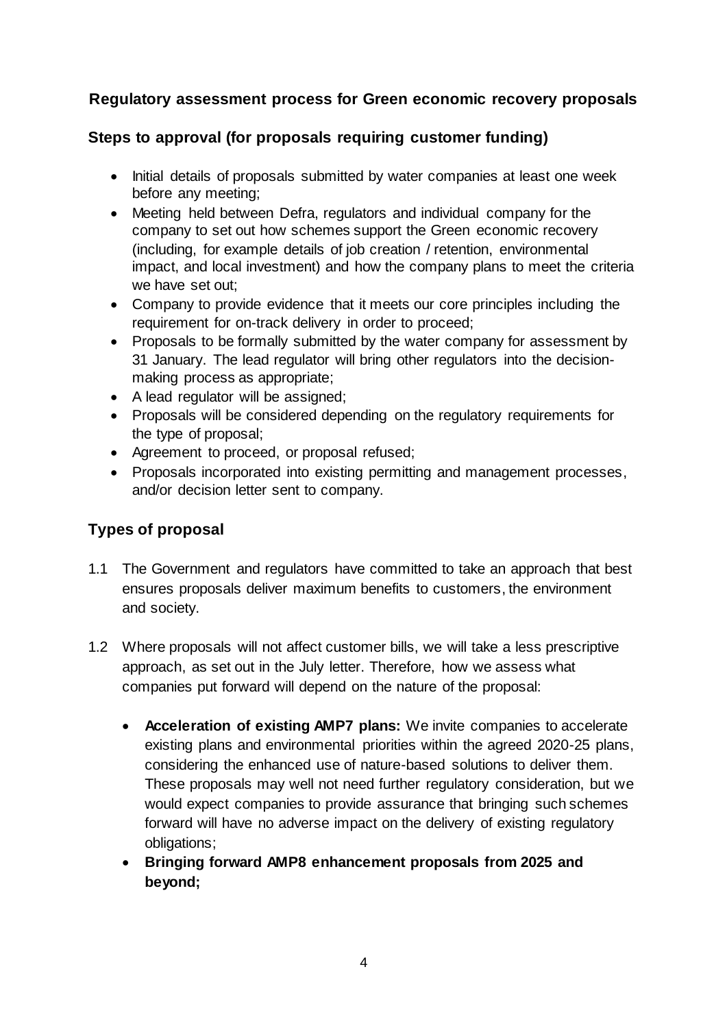## Regulatory assessment process for Green economic recovery proposals

### Steps to approval (for proposals requiring customer funding)

- Initial details of proposals submitted by water companies at least one week before any meeting;
- Meeting held between Defra, regulators and individual company for the company to set out how schemes support the Green economic recovery (including, for example details of job creation / retention, environmental impact, and local investment) and how the company plans to meet the criteria we have set out;
- Company to provide evidence that it meets our core principles including the requirement for on-track delivery in order to proceed;
- Proposals to be formally submitted by the water company for assessment by 31 January. The lead regulator will bring other regulators into the decision-making process as appropriate;
- A lead regulator will be assigned;
- Proposals will be considered depending on the regulatory requirements for the type of proposal;
- Agreement to proceed, or proposal refused;
- Proposals incorporated into existing permitting and management processes, and/or decision letter sent to company.

### Types of proposal

1.1 The Government and regulators have committed to take an approach that best ensures proposals deliver maximum benefits to customers, the environment and society.

1.2 Where proposals will not affect customer bills, we will take a less prescriptive approach, as set out in the July letter. Therefore, how we assess what companies put forward will depend on the nature of the proposal:

- **Acceleration of existing AMP7 plans:** We invite companies to accelerate existing plans and environmental priorities within the agreed 2020-25 plans, considering the enhanced use of nature-based solutions to deliver them. These proposals may well not need further regulatory consideration, but we would expect companies to provide assurance that bringing such schemes forward will have no adverse impact on the delivery of existing regulatory obligations;
- **Bringing forward AMP8 enhancement proposals from 2025 and beyond;**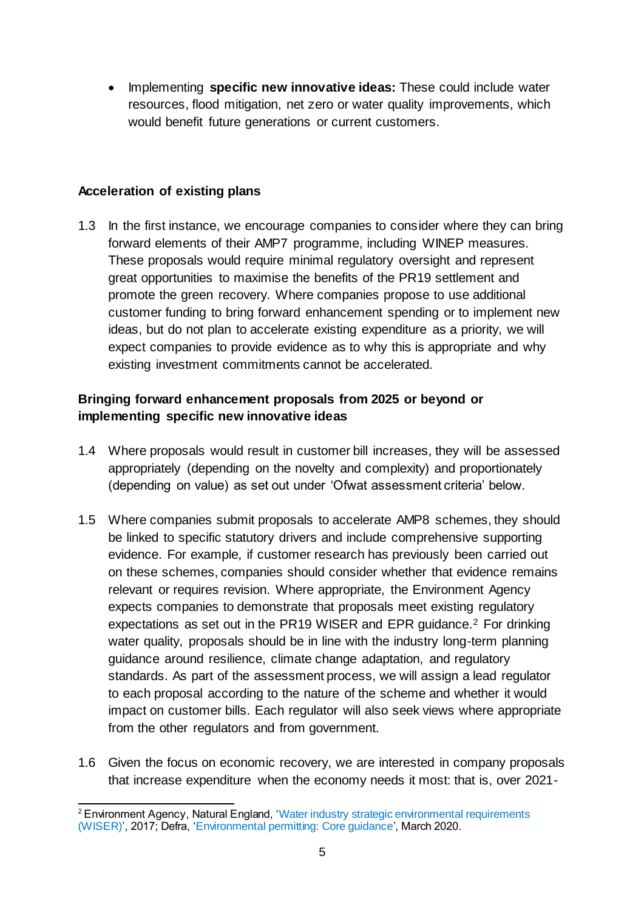- Implementing **specific new innovative ideas:** These could include water resources, flood mitigation, net zero or water quality improvements, which would benefit future generations or current customers.

### Acceleration of existing plans

1.3 In the first instance, we encourage companies to consider where they can bring forward elements of their AMP7 programme, including WINEP measures. These proposals would require minimal regulatory oversight and represent great opportunities to maximise the benefits of the PR19 settlement and promote the green recovery. Where companies propose to use additional customer funding to bring forward enhancement spending or to implement new ideas, but do not plan to accelerate existing expenditure as a priority, we will expect companies to provide evidence as to why this is appropriate and why existing investment commitments cannot be accelerated.

### Bringing forward enhancement proposals from 2025 or beyond or implementing specific new innovative ideas

1.4 Where proposals would result in customer bill increases, they will be assessed appropriately (depending on the novelty and complexity) and proportionately (depending on value) as set out under 'Ofwat assessment criteria' below.

1.5 Where companies submit proposals to accelerate AMP8 schemes, they should be linked to specific statutory drivers and include comprehensive supporting evidence. For example, if customer research has previously been carried out on these schemes, companies should consider whether that evidence remains relevant or requires revision. Where appropriate, the Environment Agency expects companies to demonstrate that proposals meet existing regulatory expectations as set out in the PR19 WISER and EPR guidance.[2] For drinking water quality, proposals should be in line with the industry long-term planning guidance around resilience, climate change adaptation, and regulatory standards. As part of the assessment process, we will assign a lead regulator to each proposal according to the nature of the scheme and whether it would impact on customer bills. Each regulator will also seek views where appropriate from the other regulators and from government.

1.6 Given the focus on economic recovery, we are interested in company proposals that increase expenditure when the economy needs it most: that is, over 2021-

---

[2] Environment Agency, Natural England, 'Water industry strategic environmental requirements (WISER)', 2017; Defra, 'Environmental permitting: Core guidance', March 2020.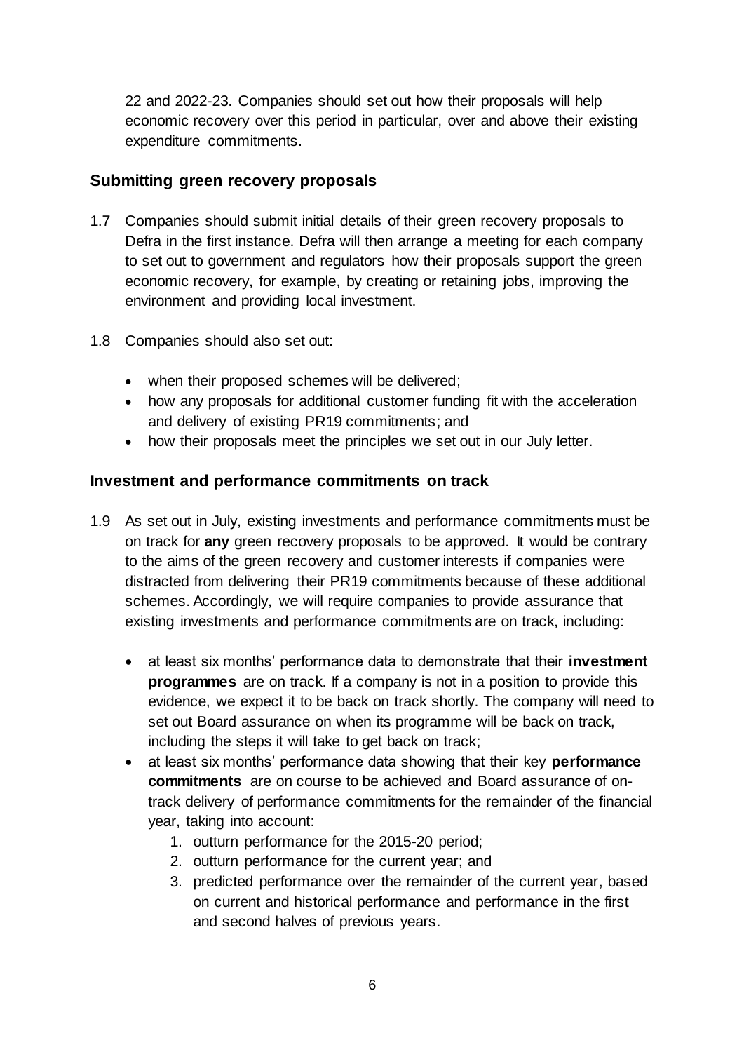22 and 2022-23. Companies should set out how their proposals will help economic recovery over this period in particular, over and above their existing expenditure commitments.

### Submitting green recovery proposals

1.7 Companies should submit initial details of their green recovery proposals to Defra in the first instance. Defra will then arrange a meeting for each company to set out to government and regulators how their proposals support the green economic recovery, for example, by creating or retaining jobs, improving the environment and providing local investment.

1.8 Companies should also set out:

- when their proposed schemes will be delivered;
- how any proposals for additional customer funding fit with the acceleration and delivery of existing PR19 commitments; and
- how their proposals meet the principles we set out in our July letter.

### Investment and performance commitments on track

1.9 As set out in July, existing investments and performance commitments must be on track for **any** green recovery proposals to be approved. It would be contrary to the aims of the green recovery and customer interests if companies were distracted from delivering their PR19 commitments because of these additional schemes. Accordingly, we will require companies to provide assurance that existing investments and performance commitments are on track, including:

- at least six months' performance data to demonstrate that their **investment programmes** are on track. If a company is not in a position to provide this evidence, we expect it to be back on track shortly. The company will need to set out Board assurance on when its programme will be back on track, including the steps it will take to get back on track;
- at least six months' performance data showing that their key **performance commitments** are on course to be achieved and Board assurance of on-track delivery of performance commitments for the remainder of the financial year, taking into account:
  1. outturn performance for the 2015-20 period;
  2. outturn performance for the current year; and
  3. predicted performance over the remainder of the current year, based on current and historical performance and performance in the first and second halves of previous years.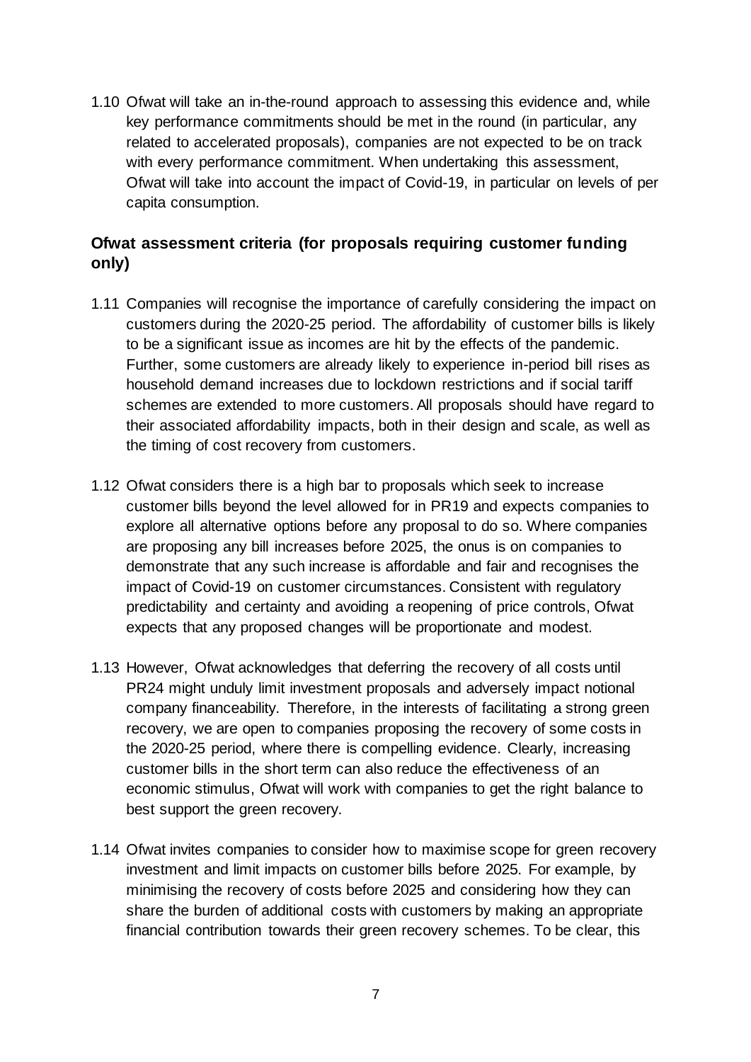1.10 Ofwat will take an in-the-round approach to assessing this evidence and, while key performance commitments should be met in the round (in particular, any related to accelerated proposals), companies are not expected to be on track with every performance commitment. When undertaking this assessment, Ofwat will take into account the impact of Covid-19, in particular on levels of per capita consumption.

## Ofwat assessment criteria (for proposals requiring customer funding only)

1.11 Companies will recognise the importance of carefully considering the impact on customers during the 2020-25 period. The affordability of customer bills is likely to be a significant issue as incomes are hit by the effects of the pandemic. Further, some customers are already likely to experience in-period bill rises as household demand increases due to lockdown restrictions and if social tariff schemes are extended to more customers. All proposals should have regard to their associated affordability impacts, both in their design and scale, as well as the timing of cost recovery from customers.

1.12 Ofwat considers there is a high bar to proposals which seek to increase customer bills beyond the level allowed for in PR19 and expects companies to explore all alternative options before any proposal to do so. Where companies are proposing any bill increases before 2025, the onus is on companies to demonstrate that any such increase is affordable and fair and recognises the impact of Covid-19 on customer circumstances. Consistent with regulatory predictability and certainty and avoiding a reopening of price controls, Ofwat expects that any proposed changes will be proportionate and modest.

1.13 However, Ofwat acknowledges that deferring the recovery of all costs until PR24 might unduly limit investment proposals and adversely impact notional company financeability. Therefore, in the interests of facilitating a strong green recovery, we are open to companies proposing the recovery of some costs in the 2020-25 period, where there is compelling evidence. Clearly, increasing customer bills in the short term can also reduce the effectiveness of an economic stimulus, Ofwat will work with companies to get the right balance to best support the green recovery.

1.14 Ofwat invites companies to consider how to maximise scope for green recovery investment and limit impacts on customer bills before 2025. For example, by minimising the recovery of costs before 2025 and considering how they can share the burden of additional costs with customers by making an appropriate financial contribution towards their green recovery schemes. To be clear, this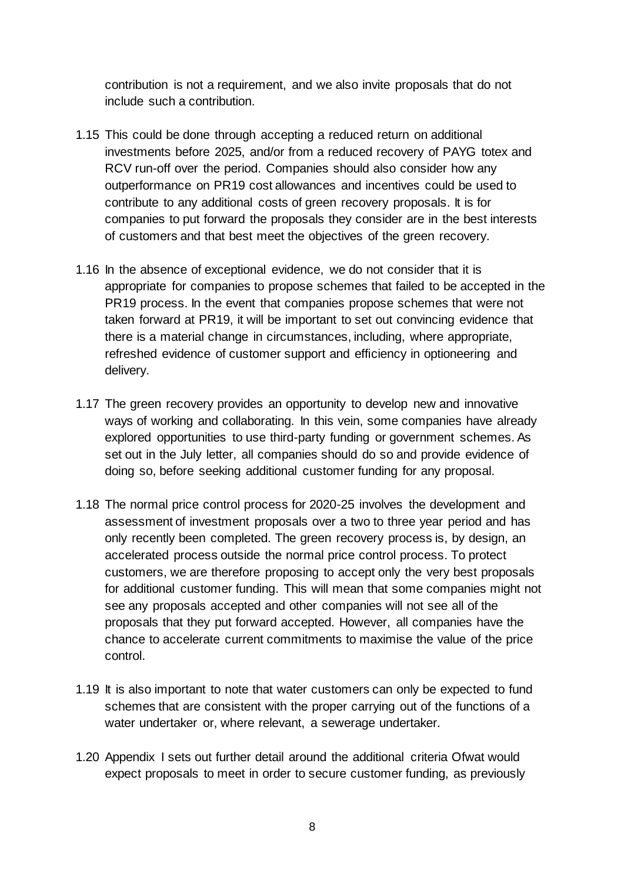contribution is not a requirement, and we also invite proposals that do not include such a contribution.

1.15 This could be done through accepting a reduced return on additional investments before 2025, and/or from a reduced recovery of PAYG totex and RCV run-off over the period. Companies should also consider how any outperformance on PR19 cost allowances and incentives could be used to contribute to any additional costs of green recovery proposals. It is for companies to put forward the proposals they consider are in the best interests of customers and that best meet the objectives of the green recovery.

1.16 In the absence of exceptional evidence, we do not consider that it is appropriate for companies to propose schemes that failed to be accepted in the PR19 process. In the event that companies propose schemes that were not taken forward at PR19, it will be important to set out convincing evidence that there is a material change in circumstances, including, where appropriate, refreshed evidence of customer support and efficiency in optioneering and delivery.

1.17 The green recovery provides an opportunity to develop new and innovative ways of working and collaborating. In this vein, some companies have already explored opportunities to use third-party funding or government schemes. As set out in the July letter, all companies should do so and provide evidence of doing so, before seeking additional customer funding for any proposal.

1.18 The normal price control process for 2020-25 involves the development and assessment of investment proposals over a two to three year period and has only recently been completed. The green recovery process is, by design, an accelerated process outside the normal price control process. To protect customers, we are therefore proposing to accept only the very best proposals for additional customer funding. This will mean that some companies might not see any proposals accepted and other companies will not see all of the proposals that they put forward accepted. However, all companies have the chance to accelerate current commitments to maximise the value of the price control.

1.19 It is also important to note that water customers can only be expected to fund schemes that are consistent with the proper carrying out of the functions of a water undertaker or, where relevant, a sewerage undertaker.

1.20 Appendix I sets out further detail around the additional criteria Ofwat would expect proposals to meet in order to secure customer funding, as previously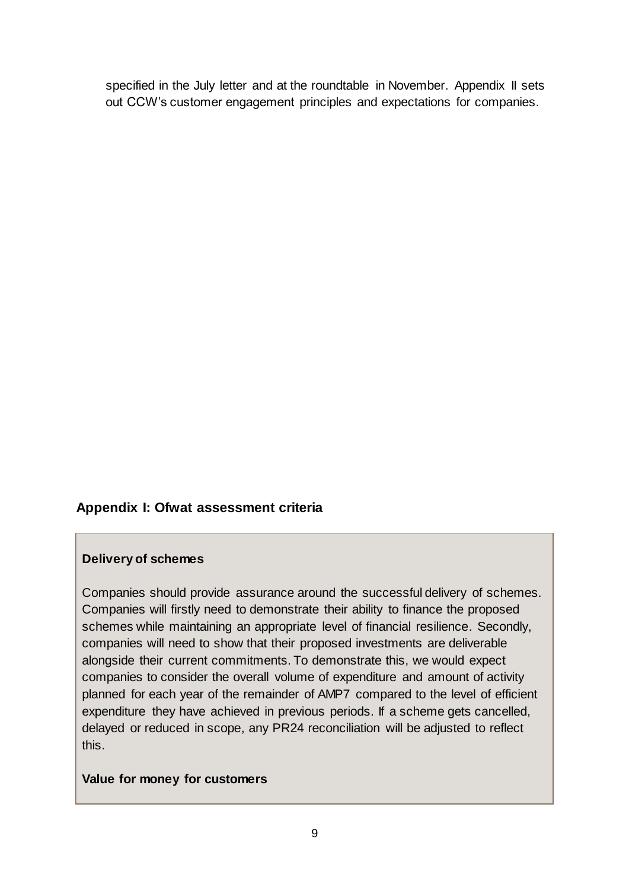specified in the July letter and at the roundtable in November. Appendix II sets out CCW's customer engagement principles and expectations for companies.

## Appendix I: Ofwat assessment criteria

**Delivery of schemes**

Companies should provide assurance around the successful delivery of schemes. Companies will firstly need to demonstrate their ability to finance the proposed schemes while maintaining an appropriate level of financial resilience. Secondly, companies will need to show that their proposed investments are deliverable alongside their current commitments. To demonstrate this, we would expect companies to consider the overall volume of expenditure and amount of activity planned for each year of the remainder of AMP7 compared to the level of efficient expenditure they have achieved in previous periods. If a scheme gets cancelled, delayed or reduced in scope, any PR24 reconciliation will be adjusted to reflect this.

**Value for money for customers**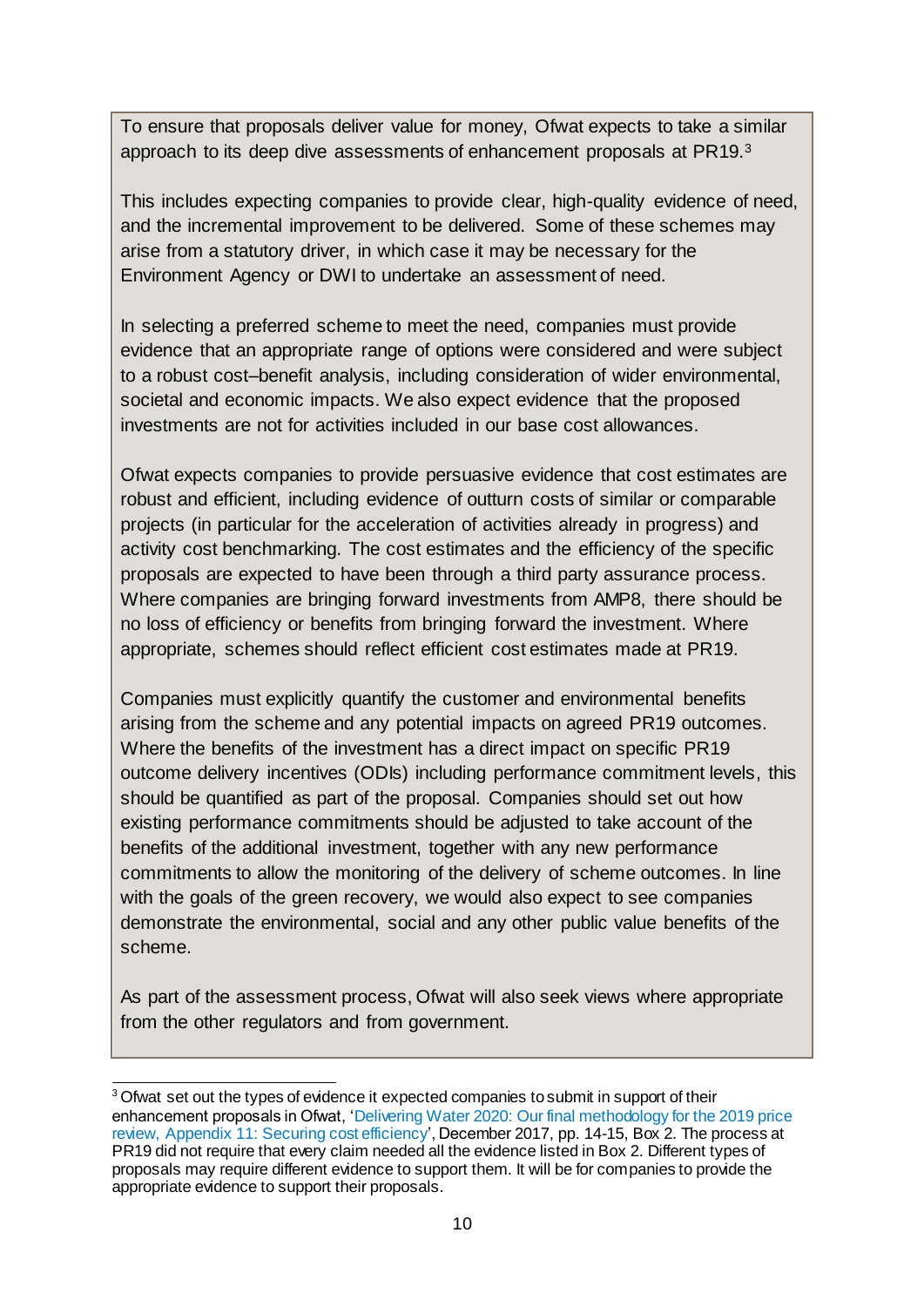To ensure that proposals deliver value for money, Ofwat expects to take a similar approach to its deep dive assessments of enhancement proposals at PR19.[3]

This includes expecting companies to provide clear, high-quality evidence of need, and the incremental improvement to be delivered. Some of these schemes may arise from a statutory driver, in which case it may be necessary for the Environment Agency or DWI to undertake an assessment of need.

In selecting a preferred scheme to meet the need, companies must provide evidence that an appropriate range of options were considered and were subject to a robust cost–benefit analysis, including consideration of wider environmental, societal and economic impacts. We also expect evidence that the proposed investments are not for activities included in our base cost allowances.

Ofwat expects companies to provide persuasive evidence that cost estimates are robust and efficient, including evidence of outturn costs of similar or comparable projects (in particular for the acceleration of activities already in progress) and activity cost benchmarking. The cost estimates and the efficiency of the specific proposals are expected to have been through a third party assurance process. Where companies are bringing forward investments from AMP8, there should be no loss of efficiency or benefits from bringing forward the investment. Where appropriate, schemes should reflect efficient cost estimates made at PR19.

Companies must explicitly quantify the customer and environmental benefits arising from the scheme and any potential impacts on agreed PR19 outcomes. Where the benefits of the investment has a direct impact on specific PR19 outcome delivery incentives (ODIs) including performance commitment levels, this should be quantified as part of the proposal. Companies should set out how existing performance commitments should be adjusted to take account of the benefits of the additional investment, together with any new performance commitments to allow the monitoring of the delivery of scheme outcomes. In line with the goals of the green recovery, we would also expect to see companies demonstrate the environmental, social and any other public value benefits of the scheme.

As part of the assessment process, Ofwat will also seek views where appropriate from the other regulators and from government.

---

[3] Ofwat set out the types of evidence it expected companies to submit in support of their enhancement proposals in Ofwat, 'Delivering Water 2020: Our final methodology for the 2019 price review, Appendix 11: Securing cost efficiency', December 2017, pp. 14-15, Box 2. The process at PR19 did not require that every claim needed all the evidence listed in Box 2. Different types of proposals may require different evidence to support them. It will be for companies to provide the appropriate evidence to support their proposals.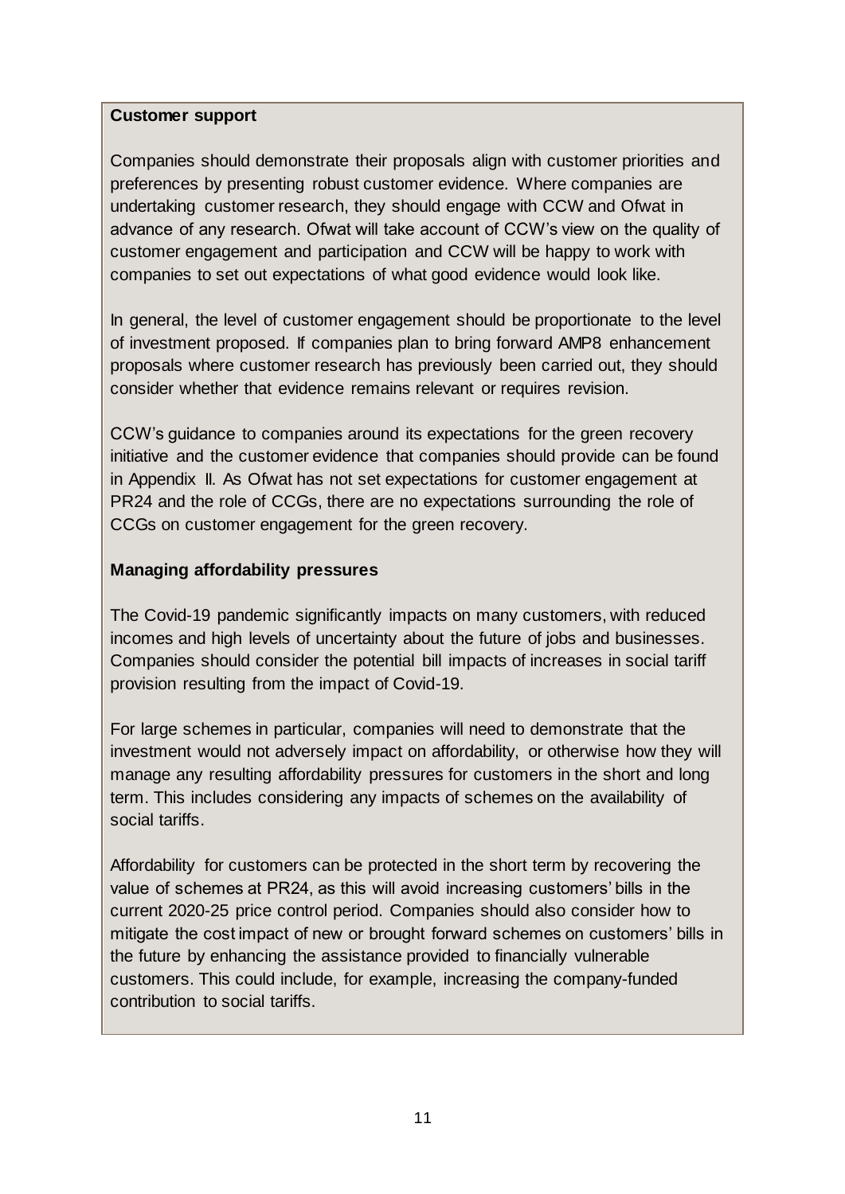**Customer support**

Companies should demonstrate their proposals align with customer priorities and preferences by presenting robust customer evidence. Where companies are undertaking customer research, they should engage with CCW and Ofwat in advance of any research. Ofwat will take account of CCW's view on the quality of customer engagement and participation and CCW will be happy to work with companies to set out expectations of what good evidence would look like.

In general, the level of customer engagement should be proportionate to the level of investment proposed. If companies plan to bring forward AMP8 enhancement proposals where customer research has previously been carried out, they should consider whether that evidence remains relevant or requires revision.

CCW's guidance to companies around its expectations for the green recovery initiative and the customer evidence that companies should provide can be found in Appendix II. As Ofwat has not set expectations for customer engagement at PR24 and the role of CCGs, there are no expectations surrounding the role of CCGs on customer engagement for the green recovery.

**Managing affordability pressures**

The Covid-19 pandemic significantly impacts on many customers, with reduced incomes and high levels of uncertainty about the future of jobs and businesses. Companies should consider the potential bill impacts of increases in social tariff provision resulting from the impact of Covid-19.

For large schemes in particular, companies will need to demonstrate that the investment would not adversely impact on affordability, or otherwise how they will manage any resulting affordability pressures for customers in the short and long term. This includes considering any impacts of schemes on the availability of social tariffs.

Affordability for customers can be protected in the short term by recovering the value of schemes at PR24, as this will avoid increasing customers' bills in the current 2020-25 price control period. Companies should also consider how to mitigate the cost impact of new or brought forward schemes on customers' bills in the future by enhancing the assistance provided to financially vulnerable customers. This could include, for example, increasing the company-funded contribution to social tariffs.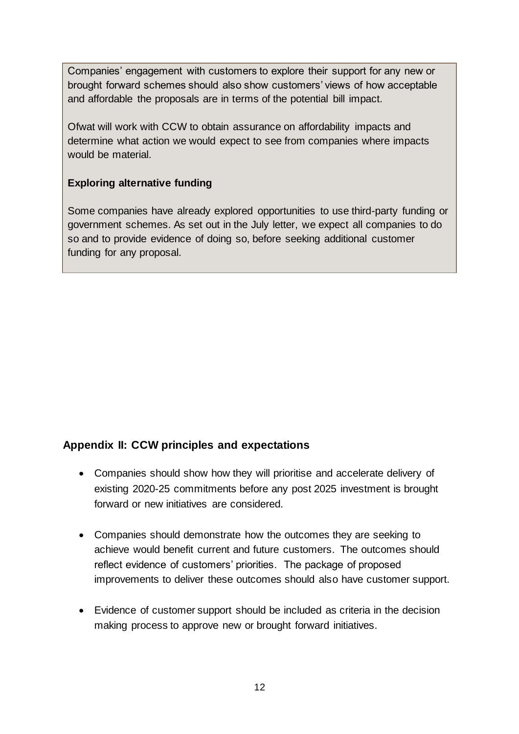Companies' engagement with customers to explore their support for any new or brought forward schemes should also show customers' views of how acceptable and affordable the proposals are in terms of the potential bill impact.

Ofwat will work with CCW to obtain assurance on affordability impacts and determine what action we would expect to see from companies where impacts would be material.

**Exploring alternative funding**

Some companies have already explored opportunities to use third-party funding or government schemes. As set out in the July letter, we expect all companies to do so and to provide evidence of doing so, before seeking additional customer funding for any proposal.

## Appendix II: CCW principles and expectations

- Companies should show how they will prioritise and accelerate delivery of existing 2020-25 commitments before any post 2025 investment is brought forward or new initiatives are considered.
- Companies should demonstrate how the outcomes they are seeking to achieve would benefit current and future customers. The outcomes should reflect evidence of customers' priorities. The package of proposed improvements to deliver these outcomes should also have customer support.
- Evidence of customer support should be included as criteria in the decision making process to approve new or brought forward initiatives.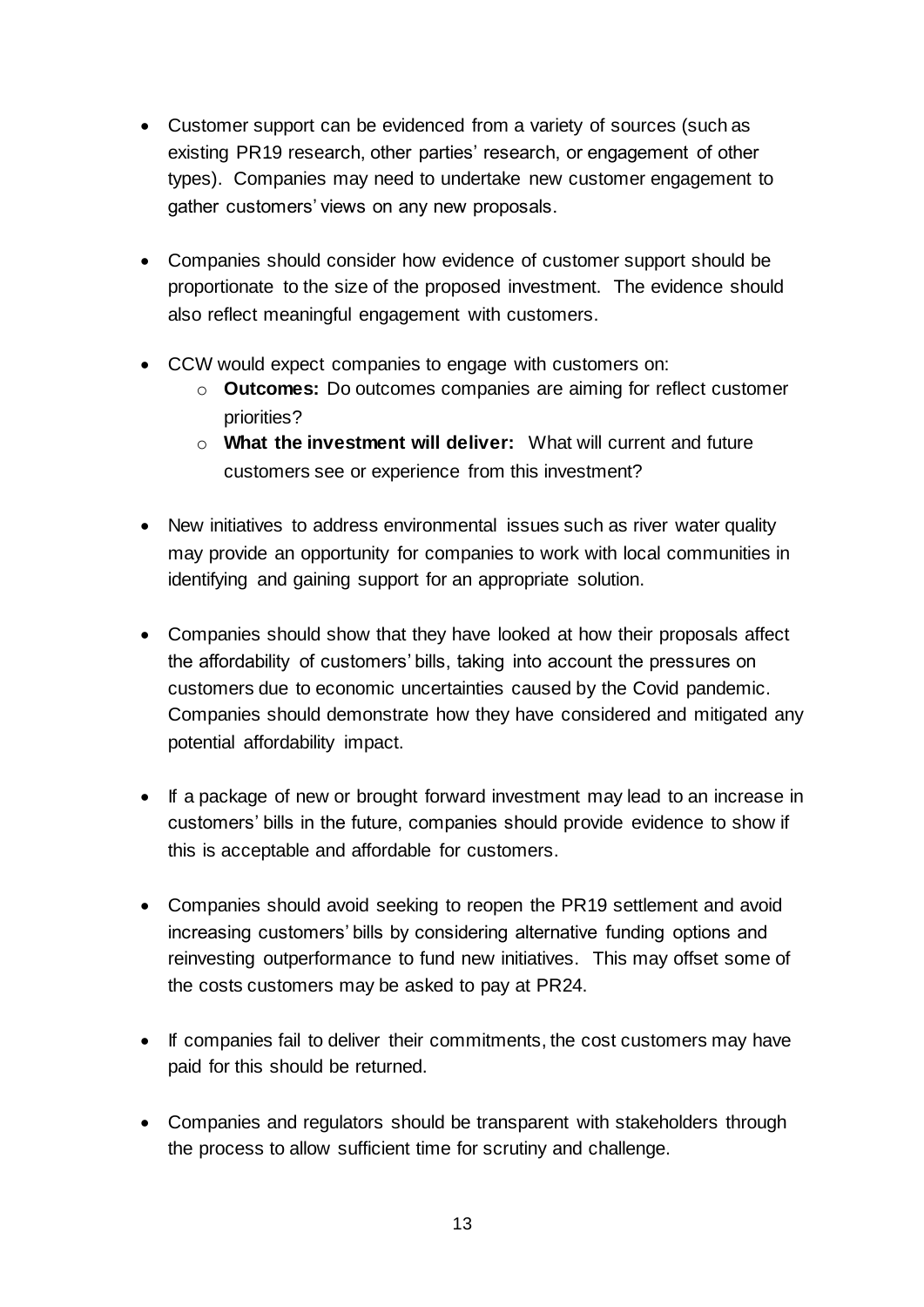- Customer support can be evidenced from a variety of sources (such as existing PR19 research, other parties' research, or engagement of other types). Companies may need to undertake new customer engagement to gather customers' views on any new proposals.

- Companies should consider how evidence of customer support should be proportionate to the size of the proposed investment. The evidence should also reflect meaningful engagement with customers.

- CCW would expect companies to engage with customers on:
  - **Outcomes:** Do outcomes companies are aiming for reflect customer priorities?
  - **What the investment will deliver:** What will current and future customers see or experience from this investment?

- New initiatives to address environmental issues such as river water quality may provide an opportunity for companies to work with local communities in identifying and gaining support for an appropriate solution.

- Companies should show that they have looked at how their proposals affect the affordability of customers' bills, taking into account the pressures on customers due to economic uncertainties caused by the Covid pandemic. Companies should demonstrate how they have considered and mitigated any potential affordability impact.

- If a package of new or brought forward investment may lead to an increase in customers' bills in the future, companies should provide evidence to show if this is acceptable and affordable for customers.

- Companies should avoid seeking to reopen the PR19 settlement and avoid increasing customers' bills by considering alternative funding options and reinvesting outperformance to fund new initiatives. This may offset some of the costs customers may be asked to pay at PR24.

- If companies fail to deliver their commitments, the cost customers may have paid for this should be returned.

- Companies and regulators should be transparent with stakeholders through the process to allow sufficient time for scrutiny and challenge.